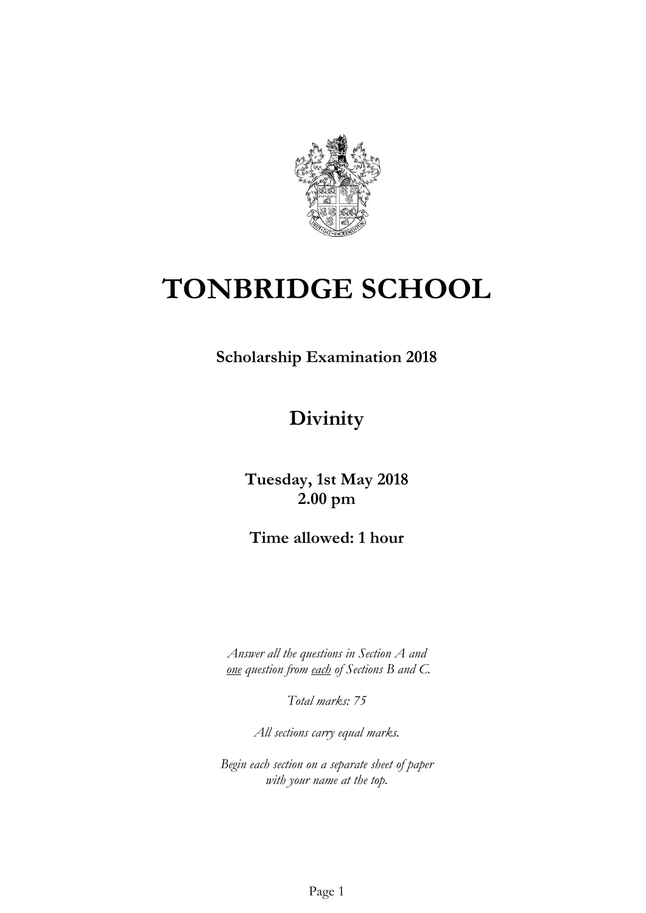# TONBRIDGE SCHOOL

**Scholarship Examination 2018**

## Divinity

**Tuesday, 1st May 2018**
**2.00 pm**

**Time allowed: 1 hour**

*Answer all the questions in Section A and* *one* *question from* *each* *of Sections B and C.*

*Total marks: 75*

*All sections carry equal marks.*

*Begin each section on a separate sheet of paper with your name at the top.*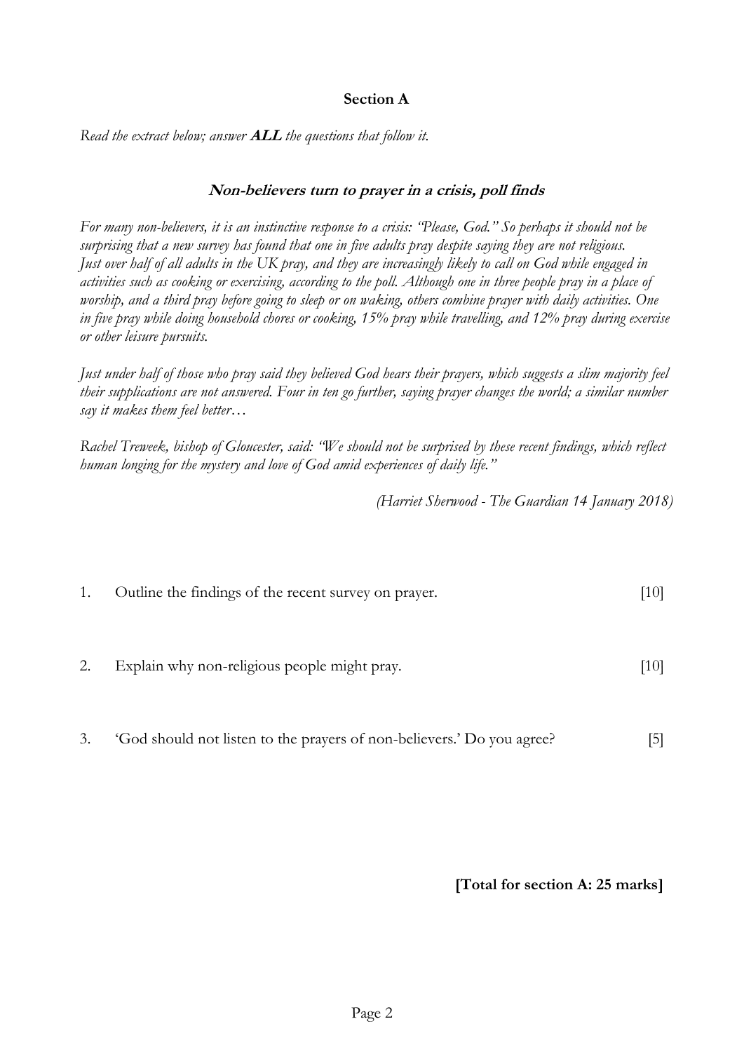## Section A

*Read the extract below; answer **ALL** the questions that follow it.*

### *Non-believers turn to prayer in a crisis, poll finds*

*For many non-believers, it is an instinctive response to a crisis: "Please, God." So perhaps it should not be surprising that a new survey has found that one in five adults pray despite saying they are not religious. Just over half of all adults in the UK pray, and they are increasingly likely to call on God while engaged in activities such as cooking or exercising, according to the poll. Although one in three people pray in a place of worship, and a third pray before going to sleep or on waking, others combine prayer with daily activities. One in five pray while doing household chores or cooking, 15% pray while travelling, and 12% pray during exercise or other leisure pursuits.*

*Just under half of those who pray said they believed God hears their prayers, which suggests a slim majority feel their supplications are not answered. Four in ten go further, saying prayer changes the world; a similar number say it makes them feel better…*

*Rachel Treweek, bishop of Gloucester, said: "We should not be surprised by these recent findings, which reflect human longing for the mystery and love of God amid experiences of daily life."*

*(Harriet Sherwood - The Guardian 14 January 2018)*

1. Outline the findings of the recent survey on prayer. [10]

2. Explain why non-religious people might pray. [10]

3. 'God should not listen to the prayers of non-believers.' Do you agree? [5]

**[Total for section A: 25 marks]**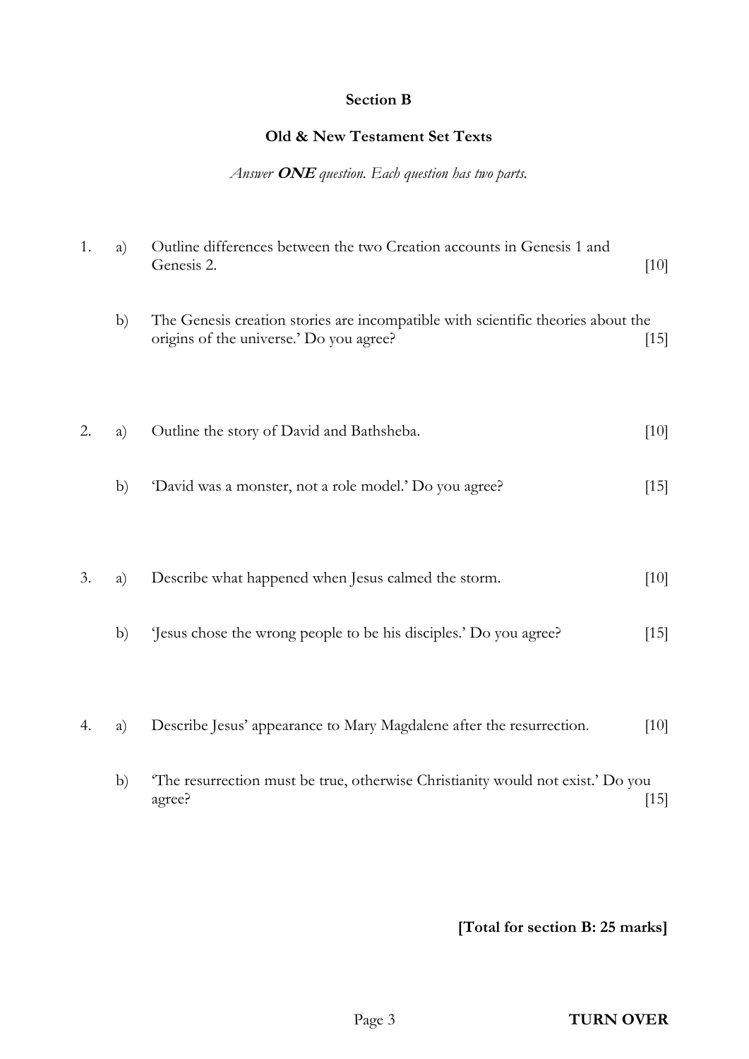## Section B

### Old & New Testament Set Texts

*Answer **ONE** question. Each question has two parts.*

1. a) Outline differences between the two Creation accounts in Genesis 1 and Genesis 2. [10]

   b) The Genesis creation stories are incompatible with scientific theories about the origins of the universe.' Do you agree? [15]

2. a) Outline the story of David and Bathsheba. [10]

   b) 'David was a monster, not a role model.' Do you agree? [15]

3. a) Describe what happened when Jesus calmed the storm. [10]

   b) 'Jesus chose the wrong people to be his disciples.' Do you agree? [15]

4. a) Describe Jesus' appearance to Mary Magdalene after the resurrection. [10]

   b) 'The resurrection must be true, otherwise Christianity would not exist.' Do you agree? [15]

**[Total for section B: 25 marks]**

**TURN OVER**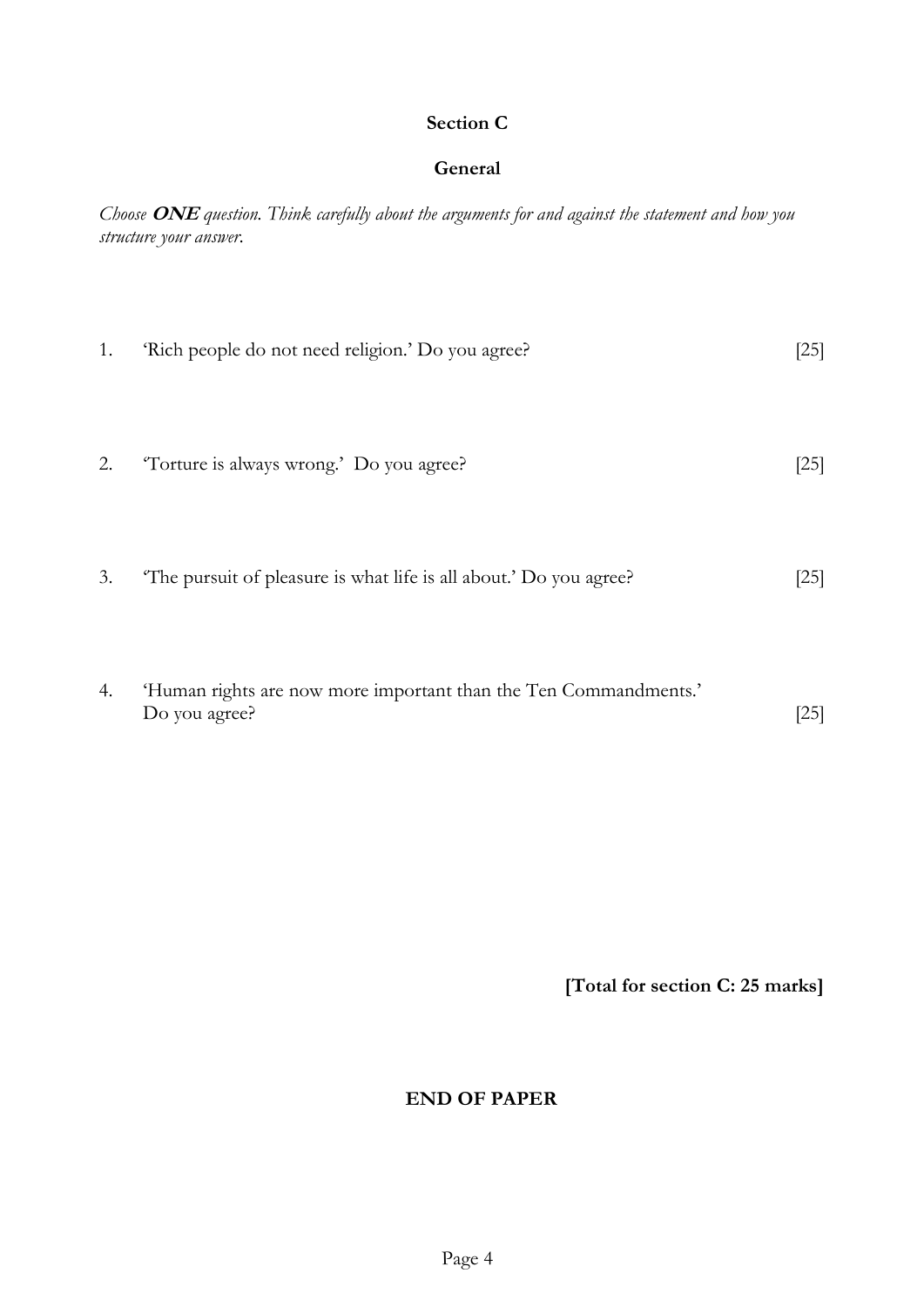## Section C

## General

*Choose* ***ONE*** *question. Think carefully about the arguments for and against the statement and how you structure your answer.*

1. 'Rich people do not need religion.' Do you agree? [25]

2. 'Torture is always wrong.' Do you agree? [25]

3. 'The pursuit of pleasure is what life is all about.' Do you agree? [25]

4. 'Human rights are now more important than the Ten Commandments.' Do you agree? [25]

**[Total for section C: 25 marks]**

**END OF PAPER**